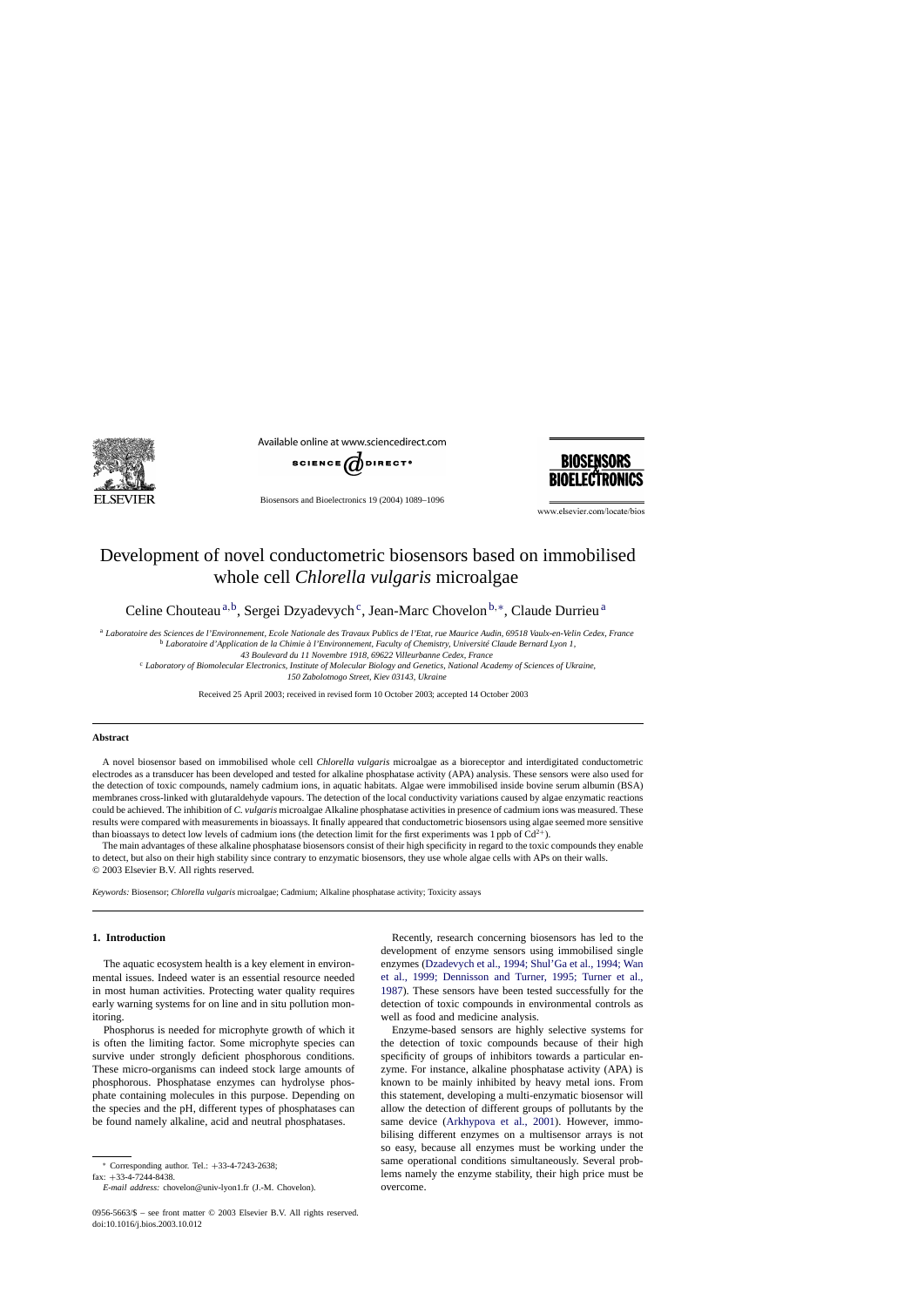# Development of novel conductometric biosensors based on immobilised whole cell *Chlorella vulgaris* microalgae

Celine Chouteau[a,b], Sergei Dzyadevych[c], Jean-Marc Chovelon[b,*], Claude Durrieu[a]

[a] *Laboratoire des Sciences de l'Environnement, Ecole Nationale des Travaux Publics de l'Etat, rue Maurice Audin, 69518 Vaulx-en-Velin Cedex, France*

[b] *Laboratoire d'Application de la Chimie à l'Environnement, Faculty of Chemistry, Université Claude Bernard Lyon 1, 43 Boulevard du 11 Novembre 1918, 69622 Villeurbanne Cedex, France*

[c] *Laboratory of Biomolecular Electronics, Institute of Molecular Biology and Genetics, National Academy of Sciences of Ukraine, 150 Zabolotnogo Street, Kiev 03143, Ukraine*

Received 25 April 2003; received in revised form 10 October 2003; accepted 14 October 2003

## Abstract

A novel biosensor based on immobilised whole cell *Chlorella vulgaris* microalgae as a bioreceptor and interdigitated conductometric electrodes as a transducer has been developed and tested for alkaline phosphatase activity (APA) analysis. These sensors were also used for the detection of toxic compounds, namely cadmium ions, in aquatic habitats. Algae were immobilised inside bovine serum albumin (BSA) membranes cross-linked with glutaraldehyde vapours. The detection of the local conductivity variations caused by algae enzymatic reactions could be achieved. The inhibition of *C. vulgaris* microalgae Alkaline phosphatase activities in presence of cadmium ions was measured. These results were compared with measurements in bioassays. It finally appeared that conductometric biosensors using algae seemed more sensitive than bioassays to detect low levels of cadmium ions (the detection limit for the first experiments was 1 ppb of $Cd^{2+}$).

The main advantages of these alkaline phosphatase biosensors consist of their high specificity in regard to the toxic compounds they enable to detect, but also on their high stability since contrary to enzymatic biosensors, they use whole algae cells with APs on their walls.

© 2003 Elsevier B.V. All rights reserved.

*Keywords:* Biosensor; *Chlorella vulgaris* microalgae; Cadmium; Alkaline phosphatase activity; Toxicity assays

## 1. Introduction

The aquatic ecosystem health is a key element in environmental issues. Indeed water is an essential resource needed in most human activities. Protecting water quality requires early warning systems for on line and in situ pollution monitoring.

Phosphorus is needed for microphyte growth of which it is often the limiting factor. Some microphyte species can survive under strongly deficient phosphorous conditions. These micro-organisms can indeed stock large amounts of phosphorous. Phosphatase enzymes can hydrolyse phosphate containing molecules in this purpose. Depending on the species and the pH, different types of phosphatases can be found namely alkaline, acid and neutral phosphatases.

Recently, research concerning biosensors has led to the development of enzyme sensors using immobilised single enzymes (Dzadevych et al., 1994; Shul'Ga et al., 1994; Wan et al., 1999; Dennisson and Turner, 1995; Turner et al., 1987). These sensors have been tested successfully for the detection of toxic compounds in environmental controls as well as food and medicine analysis.

Enzyme-based sensors are highly selective systems for the detection of toxic compounds because of their high specificity of groups of inhibitors towards a particular enzyme. For instance, alkaline phosphatase activity (APA) is known to be mainly inhibited by heavy metal ions. From this statement, developing a multi-enzymatic biosensor will allow the detection of different groups of pollutants by the same device (Arkhypova et al., 2001). However, immobilising different enzymes on a multisensor arrays is not so easy, because all enzymes must be working under the same operational conditions simultaneously. Several problems namely the enzyme stability, their high price must be overcome.

---

\* Corresponding author. Tel.: +33-4-7243-2638; fax: +33-4-7244-8438.

*E-mail address:* chovelon@univ-lyon1.fr (J.-M. Chovelon).

0956-5663/$ – see front matter © 2003 Elsevier B.V. All rights reserved.
doi:10.1016/j.bios.2003.10.012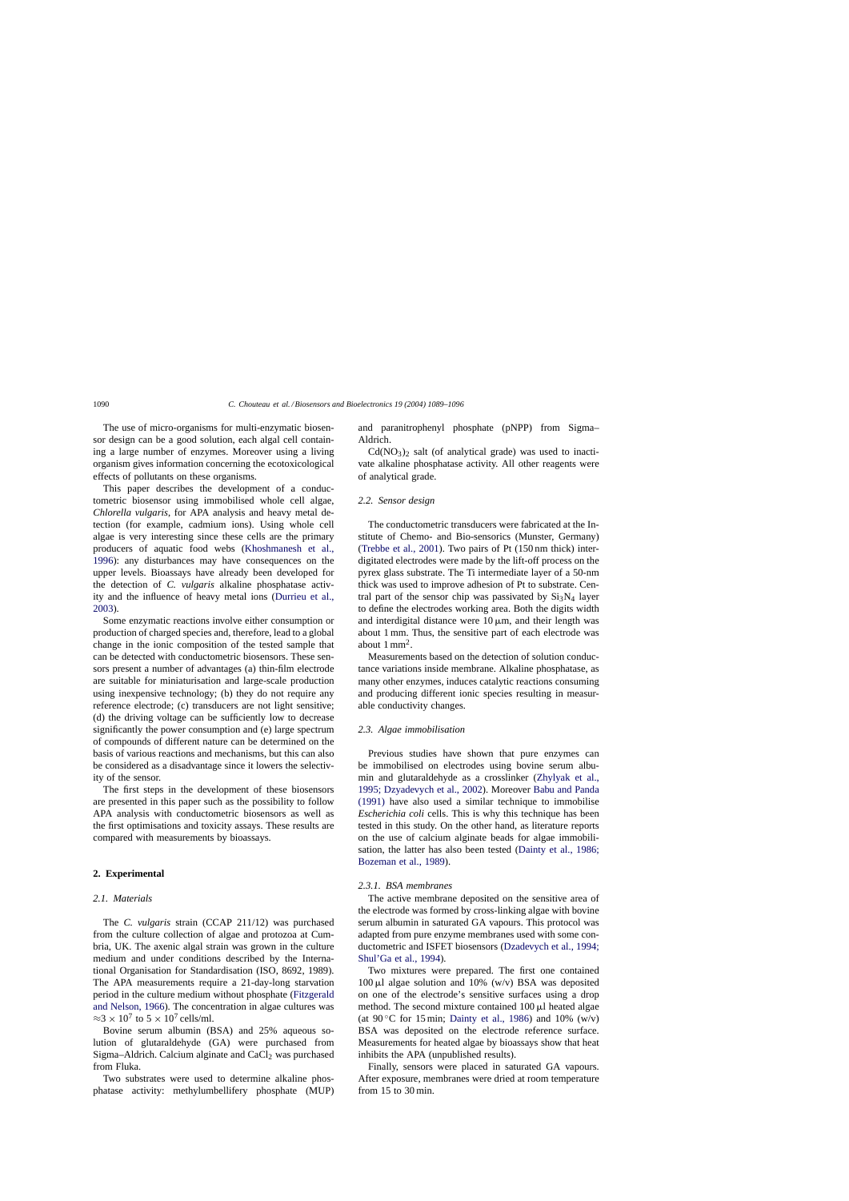The use of micro-organisms for multi-enzymatic biosensor design can be a good solution, each algal cell containing a large number of enzymes. Moreover using a living organism gives information concerning the ecotoxicological effects of pollutants on these organisms.

This paper describes the development of a conductometric biosensor using immobilised whole cell algae, *Chlorella vulgaris*, for APA analysis and heavy metal detection (for example, cadmium ions). Using whole cell algae is very interesting since these cells are the primary producers of aquatic food webs (Khoshmanesh et al., 1996): any disturbances may have consequences on the upper levels. Bioassays have already been developed for the detection of *C. vulgaris* alkaline phosphatase activity and the influence of heavy metal ions (Durrieu et al., 2003).

Some enzymatic reactions involve either consumption or production of charged species and, therefore, lead to a global change in the ionic composition of the tested sample that can be detected with conductometric biosensors. These sensors present a number of advantages (a) thin-film electrode are suitable for miniaturisation and large-scale production using inexpensive technology; (b) they do not require any reference electrode; (c) transducers are not light sensitive; (d) the driving voltage can be sufficiently low to decrease significantly the power consumption and (e) large spectrum of compounds of different nature can be determined on the basis of various reactions and mechanisms, but this can also be considered as a disadvantage since it lowers the selectivity of the sensor.

The first steps in the development of these biosensors are presented in this paper such as the possibility to follow APA analysis with conductometric biosensors as well as the first optimisations and toxicity assays. These results are compared with measurements by bioassays.

## 2. Experimental

### 2.1. Materials

The *C. vulgaris* strain (CCAP 211/12) was purchased from the culture collection of algae and protozoa at Cumbria, UK. The axenic algal strain was grown in the culture medium and under conditions described by the International Organisation for Standardisation (ISO, 8692, 1989). The APA measurements require a 21-day-long starvation period in the culture medium without phosphate (Fitzgerald and Nelson, 1966). The concentration in algae cultures was $\approx 3 \times 10^7$ to $5 \times 10^7$ cells/ml.

Bovine serum albumin (BSA) and 25% aqueous solution of glutaraldehyde (GA) were purchased from Sigma–Aldrich. Calcium alginate and $CaCl_2$ was purchased from Fluka.

Two substrates were used to determine alkaline phosphatase activity: methylumbellifery phosphate (MUP) and paranitrophenyl phosphate (pNPP) from Sigma–Aldrich.

$Cd(NO_3)_2$ salt (of analytical grade) was used to inactivate alkaline phosphatase activity. All other reagents were of analytical grade.

### 2.2. Sensor design

The conductometric transducers were fabricated at the Institute of Chemo- and Bio-sensorics (Munster, Germany) (Trebbe et al., 2001). Two pairs of Pt (150 nm thick) interdigitated electrodes were made by the lift-off process on the pyrex glass substrate. The Ti intermediate layer of a 50-nm thick was used to improve adhesion of Pt to substrate. Central part of the sensor chip was passivated by $Si_3N_4$ layer to define the electrodes working area. Both the digits width and interdigital distance were 10 μm, and their length was about 1 mm. Thus, the sensitive part of each electrode was about 1 mm$^2$.

Measurements based on the detection of solution conductance variations inside membrane. Alkaline phosphatase, as many other enzymes, induces catalytic reactions consuming and producing different ionic species resulting in measurable conductivity changes.

### 2.3. Algae immobilisation

Previous studies have shown that pure enzymes can be immobilised on electrodes using bovine serum albumin and glutaraldehyde as a crosslinker (Zhylyak et al., 1995; Dzyadevych et al., 2002). Moreover Babu and Panda (1991) have also used a similar technique to immobilise *Escherichia coli* cells. This is why this technique has been tested in this study. On the other hand, as literature reports on the use of calcium alginate beads for algae immobilisation, the latter has also been tested (Dainty et al., 1986; Bozeman et al., 1989).

#### 2.3.1. BSA membranes

The active membrane deposited on the sensitive area of the electrode was formed by cross-linking algae with bovine serum albumin in saturated GA vapours. This protocol was adapted from pure enzyme membranes used with some conductometric and ISFET biosensors (Dzadevych et al., 1994; Shul'Ga et al., 1994).

Two mixtures were prepared. The first one contained 100 μl algae solution and 10% (w/v) BSA was deposited on one of the electrode's sensitive surfaces using a drop method. The second mixture contained 100 μl heated algae (at 90 °C for 15 min; Dainty et al., 1986) and 10% (w/v) BSA was deposited on the electrode reference surface. Measurements for heated algae by bioassays show that heat inhibits the APA (unpublished results).

Finally, sensors were placed in saturated GA vapours. After exposure, membranes were dried at room temperature from 15 to 30 min.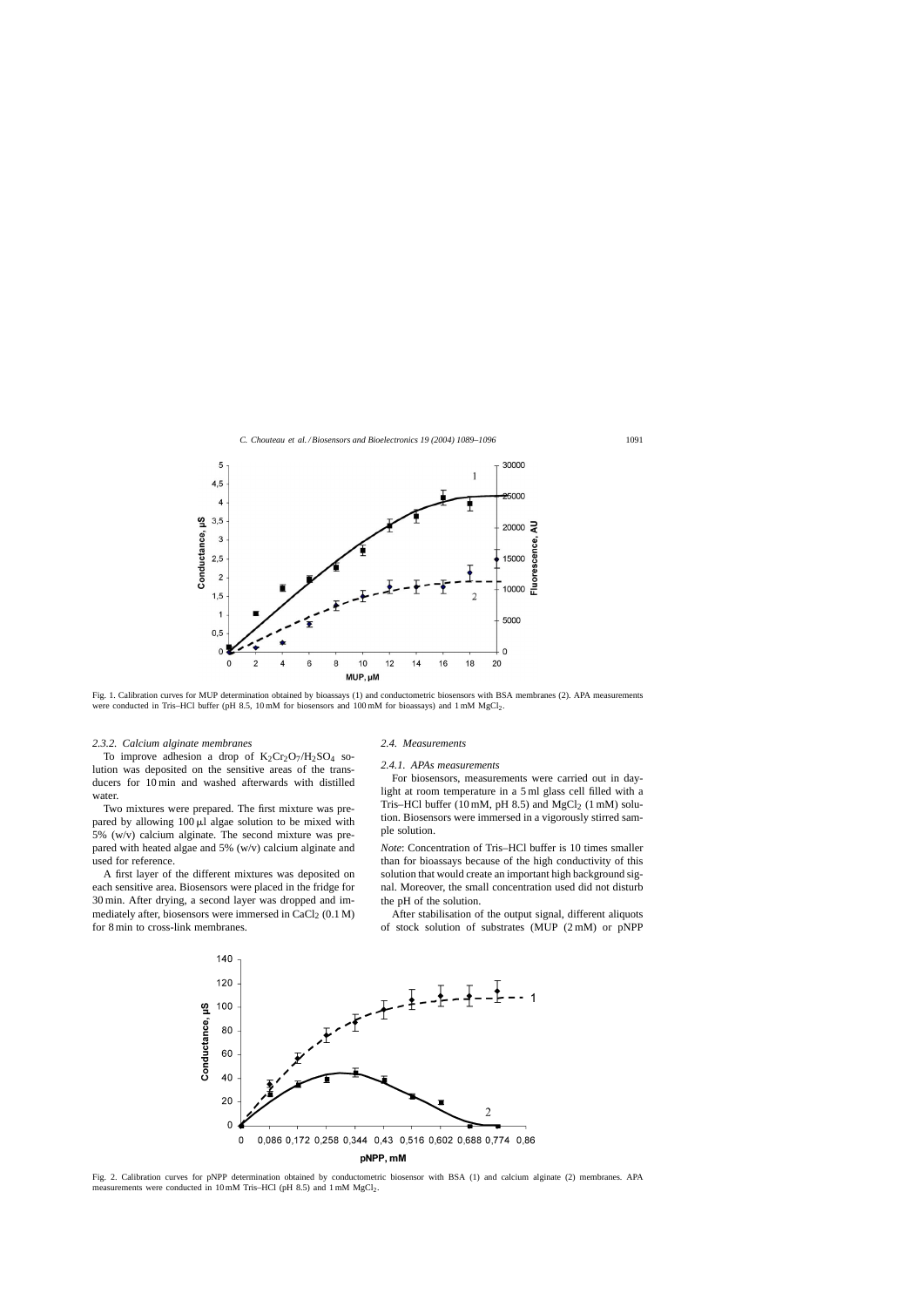Fig. 1. Calibration curves for MUP determination obtained by bioassays (1) and conductometric biosensors with BSA membranes (2). APA measurements were conducted in Tris–HCl buffer (pH 8.5, 10 mM for biosensors and 100 mM for bioassays) and 1 mM $MgCl_2$.

#### 2.3.2. Calcium alginate membranes

To improve adhesion a drop of $K_2Cr_2O_7/H_2SO_4$ solution was deposited on the sensitive areas of the transducers for 10 min and washed afterwards with distilled water.

Two mixtures were prepared. The first mixture was prepared by allowing 100 μl algae solution to be mixed with 5% (w/v) calcium alginate. The second mixture was prepared with heated algae and 5% (w/v) calcium alginate and used for reference.

A first layer of the different mixtures was deposited on each sensitive area. Biosensors were placed in the fridge for 30 min. After drying, a second layer was dropped and immediately after, biosensors were immersed in $CaCl_2$ (0.1 M) for 8 min to cross-link membranes.

### 2.4. Measurements

#### 2.4.1. APAs measurements

For biosensors, measurements were carried out in daylight at room temperature in a 5 ml glass cell filled with a Tris–HCl buffer (10 mM, pH 8.5) and $MgCl_2$ (1 mM) solution. Biosensors were immersed in a vigorously stirred sample solution.

*Note*: Concentration of Tris–HCl buffer is 10 times smaller than for bioassays because of the high conductivity of this solution that would create an important high background signal. Moreover, the small concentration used did not disturb the pH of the solution.

After stabilisation of the output signal, different aliquots of stock solution of substrates (MUP (2 mM) or pNPP

Fig. 2. Calibration curves for pNPP determination obtained by conductometric biosensor with BSA (1) and calcium alginate (2) membranes. APA measurements were conducted in 10 mM Tris–HCl (pH 8.5) and 1 mM $MgCl_2$.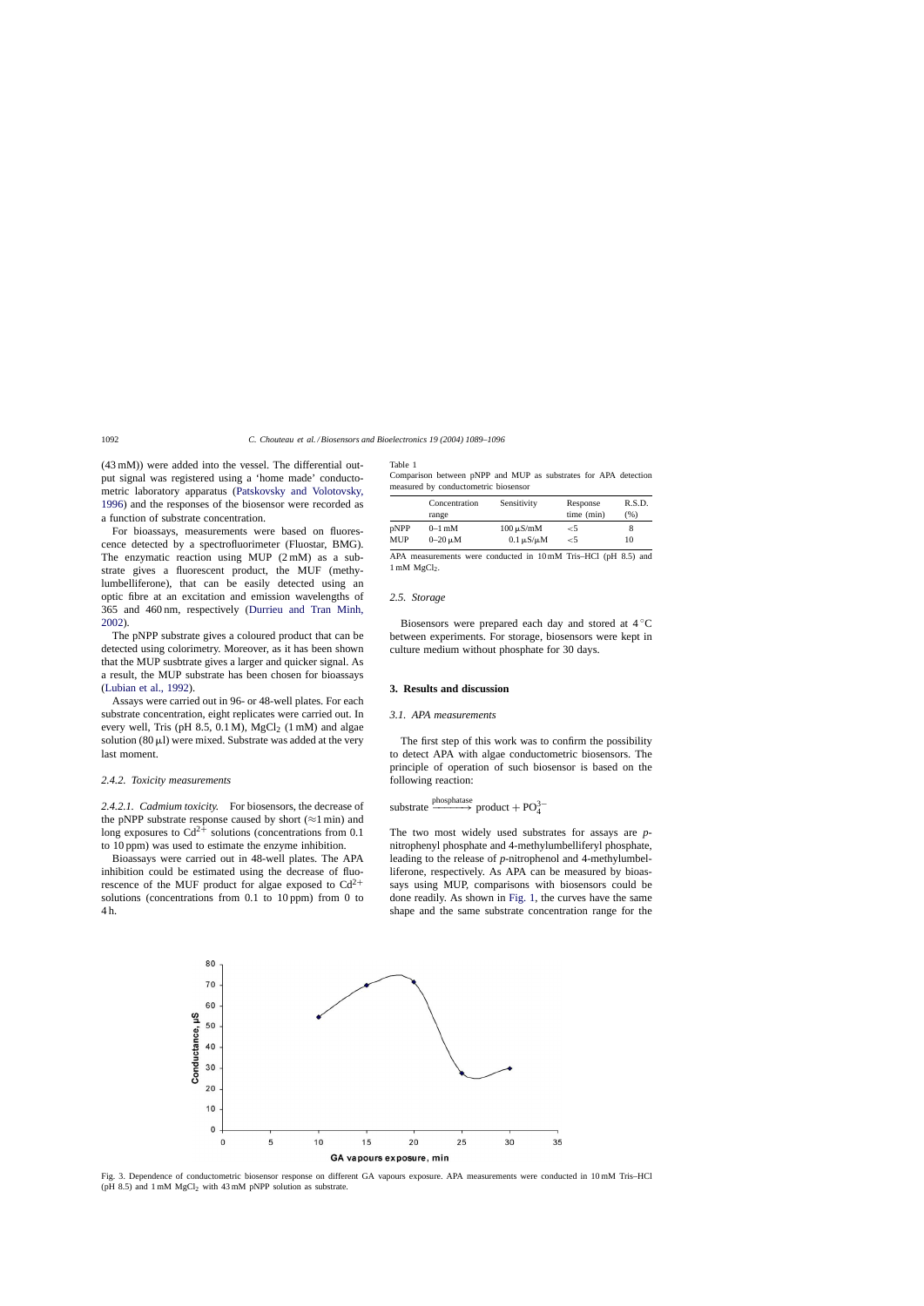(43 mM)) were added into the vessel. The differential output signal was registered using a 'home made' conductometric laboratory apparatus (Patskovsky and Volotovsky, 1996) and the responses of the biosensor were recorded as a function of substrate concentration.

For bioassays, measurements were based on fluorescence detected by a spectrofluorimeter (Fluostar, BMG). The enzymatic reaction using MUP (2 mM) as a substrate gives a fluorescent product, the MUF (methylumbelliferone), that can be easily detected using an optic fibre at an excitation and emission wavelengths of 365 and 460 nm, respectively (Durrieu and Tran Minh, 2002).

The pNPP substrate gives a coloured product that can be detected using colorimetry. Moreover, as it has been shown that the MUP susbtrate gives a larger and quicker signal. As a result, the MUP substrate has been chosen for bioassays (Lubian et al., 1992).

Assays were carried out in 96- or 48-well plates. For each substrate concentration, eight replicates were carried out. In every well, Tris (pH 8.5, 0.1 M), $MgCl_2$ (1 mM) and algae solution (80 μl) were mixed. Substrate was added at the very last moment.

#### 2.4.2. Toxicity measurements

*2.4.2.1. Cadmium toxicity.* For biosensors, the decrease of the pNPP substrate response caused by short (≈1 min) and long exposures to $Cd^{2+}$ solutions (concentrations from 0.1 to 10 ppm) was used to estimate the enzyme inhibition.

Bioassays were carried out in 48-well plates. The APA inhibition could be estimated using the decrease of fluorescence of the MUF product for algae exposed to $Cd^{2+}$ solutions (concentrations from 0.1 to 10 ppm) from 0 to 4 h.

Table 1
Comparison between pNPP and MUP as substrates for APA detection measured by conductometric biosensor

| | Concentration range | Sensitivity | Response time (min) | R.S.D. (%) |
|---|---|---|---|---|
| pNPP | 0–1 mM | 100 μS/mM | <5 | 8 |
| MUP | 0–20 μM | 0.1 μS/μM | <5 | 10 |

APA measurements were conducted in 10 mM Tris–HCl (pH 8.5) and 1 mM $MgCl_2$.

### 2.5. Storage

Biosensors were prepared each day and stored at 4 °C between experiments. For storage, biosensors were kept in culture medium without phosphate for 30 days.

## 3. Results and discussion

### 3.1. APA measurements

The first step of this work was to confirm the possibility to detect APA with algae conductometric biosensors. The principle of operation of such biosensor is based on the following reaction:

$$\text{substrate} \xrightarrow{\text{phosphatase}} \text{product} + PO_4^{3-}$$

The two most widely used substrates for assays are *p*-nitrophenyl phosphate and 4-methylumbelliferyl phosphate, leading to the release of *p*-nitrophenol and 4-methylumbelliferone, respectively. As APA can be measured by bioassays using MUP, comparisons with biosensors could be done readily. As shown in Fig. 1, the curves have the same shape and the same substrate concentration range for the

Fig. 3. Dependence of conductometric biosensor response on different GA vapours exposure. APA measurements were conducted in 10 mM Tris–HCl (pH 8.5) and 1 mM $MgCl_2$ with 43 mM pNPP solution as substrate.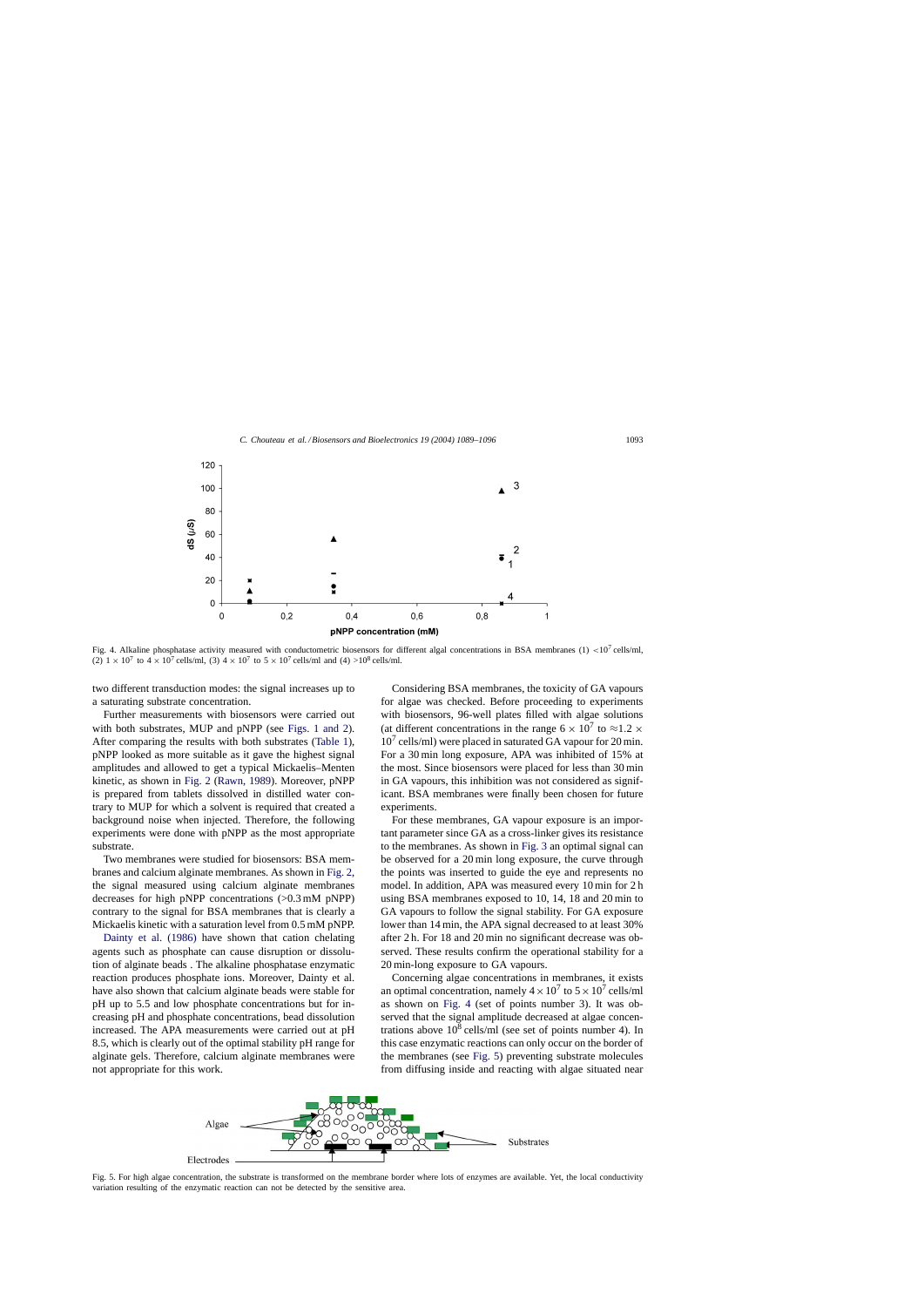Fig. 4. Alkaline phosphatase activity measured with conductometric biosensors for different algal concentrations in BSA membranes (1) $<10^7$ cells/ml, (2) $1 \times 10^7$ to $4 \times 10^7$ cells/ml, (3) $4 \times 10^7$ to $5 \times 10^7$ cells/ml and (4) $>10^8$ cells/ml.

two different transduction modes: the signal increases up to a saturating substrate concentration.

Further measurements with biosensors were carried out with both substrates, MUP and pNPP (see Figs. 1 and 2). After comparing the results with both substrates (Table 1), pNPP looked as more suitable as it gave the highest signal amplitudes and allowed to get a typical Mickaelis–Menten kinetic, as shown in Fig. 2 (Rawn, 1989). Moreover, pNPP is prepared from tablets dissolved in distilled water contrary to MUP for which a solvent is required that created a background noise when injected. Therefore, the following experiments were done with pNPP as the most appropriate substrate.

Two membranes were studied for biosensors: BSA membranes and calcium alginate membranes. As shown in Fig. 2, the signal measured using calcium alginate membranes decreases for high pNPP concentrations (>0.3 mM pNPP) contrary to the signal for BSA membranes that is clearly a Mickaelis kinetic with a saturation level from 0.5 mM pNPP.

Dainty et al. (1986) have shown that cation chelating agents such as phosphate can cause disruption or dissolution of alginate beads . The alkaline phosphatase enzymatic reaction produces phosphate ions. Moreover, Dainty et al. have also shown that calcium alginate beads were stable for pH up to 5.5 and low phosphate concentrations but for increasing pH and phosphate concentrations, bead dissolution increased. The APA measurements were carried out at pH 8.5, which is clearly out of the optimal stability pH range for alginate gels. Therefore, calcium alginate membranes were not appropriate for this work.

Considering BSA membranes, the toxicity of GA vapours for algae was checked. Before proceeding to experiments with biosensors, 96-well plates filled with algae solutions (at different concentrations in the range $6 \times 10^7$ to $\approx 1.2 \times 10^7$ cells/ml) were placed in saturated GA vapour for 20 min. For a 30 min long exposure, APA was inhibited of 15% at the most. Since biosensors were placed for less than 30 min in GA vapours, this inhibition was not considered as significant. BSA membranes were finally been chosen for future experiments.

For these membranes, GA vapour exposure is an important parameter since GA as a cross-linker gives its resistance to the membranes. As shown in Fig. 3 an optimal signal can be observed for a 20 min long exposure, the curve through the points was inserted to guide the eye and represents no model. In addition, APA was measured every 10 min for 2 h using BSA membranes exposed to 10, 14, 18 and 20 min to GA vapours to follow the signal stability. For GA exposure lower than 14 min, the APA signal decreased to at least 30% after 2 h. For 18 and 20 min no significant decrease was observed. These results confirm the operational stability for a 20 min-long exposure to GA vapours.

Concerning algae concentrations in membranes, it exists an optimal concentration, namely $4 \times 10^7$ to $5 \times 10^7$ cells/ml as shown on Fig. 4 (set of points number 3). It was observed that the signal amplitude decreased at algae concentrations above $10^8$ cells/ml (see set of points number 4). In this case enzymatic reactions can only occur on the border of the membranes (see Fig. 5) preventing substrate molecules from diffusing inside and reacting with algae situated near

Fig. 5. For high algae concentration, the substrate is transformed on the membrane border where lots of enzymes are available. Yet, the local conductivity variation resulting of the enzymatic reaction can not be detected by the sensitive area.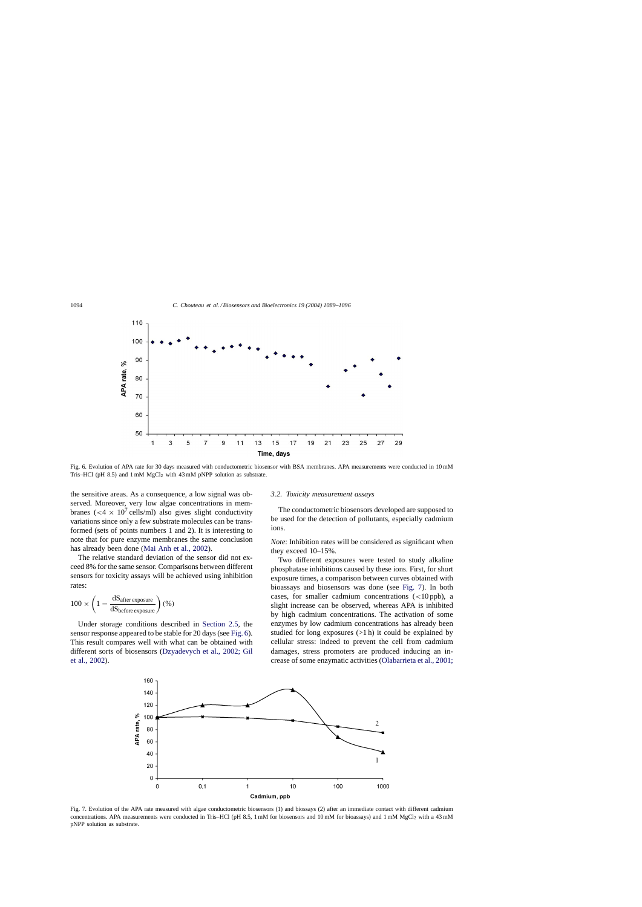Fig. 6. Evolution of APA rate for 30 days measured with conductometric biosensor with BSA membranes. APA measurements were conducted in 10 mM Tris–HCl (pH 8.5) and 1 mM $MgCl_2$ with 43 mM pNPP solution as substrate.

the sensitive areas. As a consequence, a low signal was observed. Moreover, very low algae concentrations in membranes ($<4 \times 10^7$ cells/ml) also gives slight conductivity variations since only a few substrate molecules can be transformed (sets of points numbers 1 and 2). It is interesting to note that for pure enzyme membranes the same conclusion has already been done (Mai Anh et al., 2002).

The relative standard deviation of the sensor did not exceed 8% for the same sensor. Comparisons between different sensors for toxicity assays will be achieved using inhibition rates:

$$100 \times \left(1 - \frac{dS_{\text{after exposure}}}{dS_{\text{before exposure}}}\right) (\%)$$

Under storage conditions described in Section 2.5, the sensor response appeared to be stable for 20 days (see Fig. 6). This result compares well with what can be obtained with different sorts of biosensors (Dzyadevych et al., 2002; Gil et al., 2002).

### 3.2. Toxicity measurement assays

The conductometric biosensors developed are supposed to be used for the detection of pollutants, especially cadmium ions.

*Note*: Inhibition rates will be considered as significant when they exceed 10–15%.

Two different exposures were tested to study alkaline phosphatase inhibitions caused by these ions. First, for short exposure times, a comparison between curves obtained with bioassays and biosensors was done (see Fig. 7). In both cases, for smaller cadmium concentrations (<10 ppb), a slight increase can be observed, whereas APA is inhibited by high cadmium concentrations. The activation of some enzymes by low cadmium concentrations has already been studied for long exposures (>1 h) it could be explained by cellular stress: indeed to prevent the cell from cadmium damages, stress promoters are produced inducing an increase of some enzymatic activities (Olabarrieta et al., 2001;

Fig. 7. Evolution of the APA rate measured with algae conductometric biosensors (1) and biossays (2) after an immediate contact with different cadmium concentrations. APA measurements were conducted in Tris–HCl (pH 8.5, 1 mM for biosensors and 10 mM for bioassays) and 1 mM $MgCl_2$ with a 43 mM pNPP solution as substrate.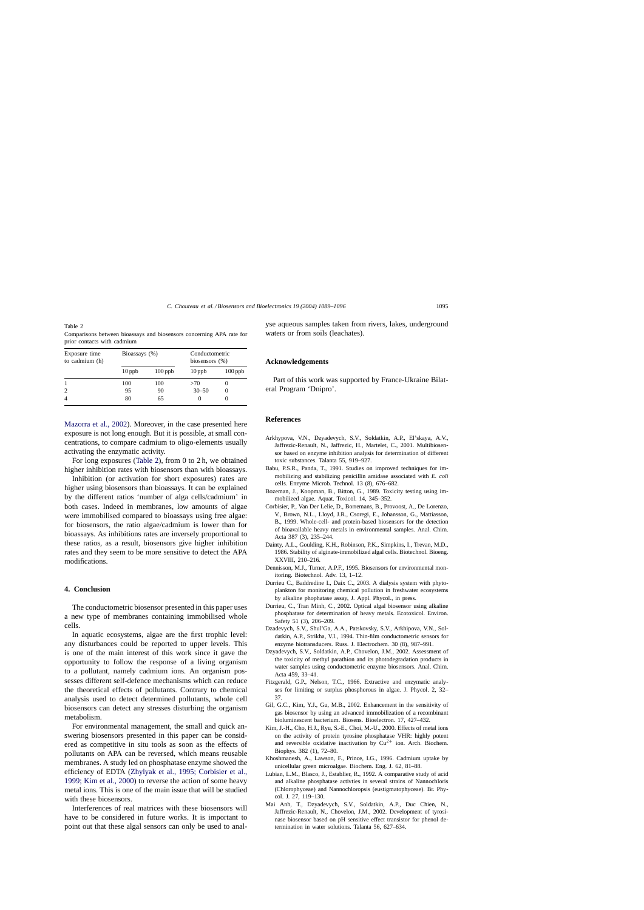Table 2
Comparisons between bioassays and biosensors concerning APA rate for prior contacts with cadmium

| Exposure time to cadmium (h) | Bioassays (%) | | Conductometric biosensors (%) | |
|---|---|---|---|---|
| | 10 ppb | 100 ppb | 10 ppb | 100 ppb |
| 1 | 100 | 100 | >70 | 0 |
| 2 | 95 | 90 | 30–50 | 0 |
| 4 | 80 | 65 | 0 | 0 |

Mazorra et al., 2002). Moreover, in the case presented here exposure is not long enough. But it is possible, at small concentrations, to compare cadmium to oligo-elements usually activating the enzymatic activity.

For long exposures (Table 2), from 0 to 2 h, we obtained higher inhibition rates with biosensors than with bioassays.

Inhibition (or activation for short exposures) rates are higher using biosensors than bioassays. It can be explained by the different ratios 'number of alga cells/cadmium' in both cases. Indeed in membranes, low amounts of algae were immobilised compared to bioassays using free algae: for biosensors, the ratio algae/cadmium is lower than for bioassays. As inhibitions rates are inversely proportional to these ratios, as a result, biosensors give higher inhibition rates and they seem to be more sensitive to detect the APA modifications.

## 4. Conclusion

The conductometric biosensor presented in this paper uses a new type of membranes containing immobilised whole cells.

In aquatic ecosystems, algae are the first trophic level: any disturbances could be reported to upper levels. This is one of the main interest of this work since it gave the opportunity to follow the response of a living organism to a pollutant, namely cadmium ions. An organism possesses different self-defence mechanisms which can reduce the theoretical effects of pollutants. Contrary to chemical analysis used to detect determined pollutants, whole cell biosensors can detect any stresses disturbing the organism metabolism.

For environmental management, the small and quick answering biosensors presented in this paper can be considered as competitive in situ tools as soon as the effects of pollutants on APA can be reversed, which means reusable membranes. A study led on phosphatase enzyme showed the efficiency of EDTA (Zhylyak et al., 1995; Corbisier et al., 1999; Kim et al., 2000) to reverse the action of some heavy metal ions. This is one of the main issue that will be studied with these biosensors.

Interferences of real matrices with these biosensors will have to be considered in future works. It is important to point out that these algal sensors can only be used to analyse aqueous samples taken from rivers, lakes, underground waters or from soils (leachates).

## Acknowledgements

Part of this work was supported by France-Ukraine Bilateral Program 'Dnipro'.

## References

Arkhypova, V.N., Dzyadevych, S.V., Soldatkin, A.P., El'skaya, A.V., Jaffrezic-Renault, N., Jaffrezic, H., Martelet, C., 2001. Multibiosensor based on enzyme inhibition analysis for determination of different toxic substances. Talanta 55, 919–927.

Babu, P.S.R., Panda, T., 1991. Studies on improved techniques for immobilizing and stabilizing penicillin amidase associated with *E. coli* cells. Enzyme Microb. Technol. 13 (8), 676–682.

Bozeman, J., Koopman, B., Bitton, G., 1989. Toxicity testing using immobilized algae. Aquat. Toxicol. 14, 345–352.

Corbisier, P., Van Der Lelie, D., Borremans, B., Provoost, A., De Lorenzo, V., Brown, N.L., Lloyd, J.R., Csoregi, E., Johansson, G., Mattiasson, B., 1999. Whole-cell- and protein-based biosensors for the detection of bioavailable heavy metals in environmental samples. Anal. Chim. Acta 387 (3), 235–244.

Dainty, A.L., Goulding, K.H., Robinson, P.K., Simpkins, I., Trevan, M.D., 1986. Stability of alginate-immobilized algal cells. Biotechnol. Bioeng. XXVIII, 210–216.

Dennisson, M.J., Turner, A.P.F., 1995. Biosensors for environmental monitoring. Biotechnol. Adv. 13, 1–12.

Durrieu C., Baddredine I., Daix C., 2003. A dialysis system with phytoplankton for monitoring chemical pollution in freshwater ecosystems by alkaline phophatase assay, J. Appl. Phycol., in press.

Durrieu, C., Tran Minh, C., 2002. Optical algal biosensor using alkaline phosphatase for determination of heavy metals. Ecotoxicol. Environ. Safety 51 (3), 206–209.

Dzadevych, S.V., Shul'Ga, A.A., Patskovsky, S.V., Arkhipova, V.N., Soldatkin, A.P., Strikha, V.I., 1994. Thin-film conductometric sensors for enzyme biotransducers. Russ. J. Electrochem. 30 (8), 987–991.

Dzyadevych, S.V., Soldatkin, A.P., Chovelon, J.M., 2002. Assessment of the toxicity of methyl parathion and its photodegradation products in water samples using conductometric enzyme biosensors. Anal. Chim. Acta 459, 33–41.

Fitzgerald, G.P., Nelson, T.C., 1966. Extractive and enzymatic analyses for limiting or surplus phosphorous in algae. J. Phycol. 2, 32–37.

Gil, G.C., Kim, Y.J., Gu, M.B., 2002. Enhancement in the sensitivity of gas biosensor by using an advanced immobilization of a recombinant bioluminescent bacterium. Biosens. Bioelectron. 17, 427–432.

Kim, J.-H., Cho, H.J., Ryu, S.-E., Choi, M.-U., 2000. Effects of metal ions on the activity of protein tyrosine phosphatase VHR: highly potent and reversible oxidative inactivation by $Cu^{2+}$ ion. Arch. Biochem. Biophys. 382 (1), 72–80.

Khoshmanesh, A., Lawson, F., Prince, I.G., 1996. Cadmium uptake by unicellular green microalgae. Biochem. Eng. J. 62, 81–88.

Lubian, L.M., Blasco, J., Establier, R., 1992. A comparative study of acid and alkaline phosphatase activties in several strains of Nannochloris (Chlorophyceae) and Nannochloropsis (eustigmatophyceae). Br. Phycol. J. 27, 119–130.

Mai Anh, T., Dzyadevych, S.V., Soldatkin, A.P., Duc Chien, N., Jaffrezic-Renault, N., Chovelon, J.M., 2002. Development of tyrosinase biosensor based on pH sensitive effect transistor for phenol determination in water solutions. Talanta 56, 627–634.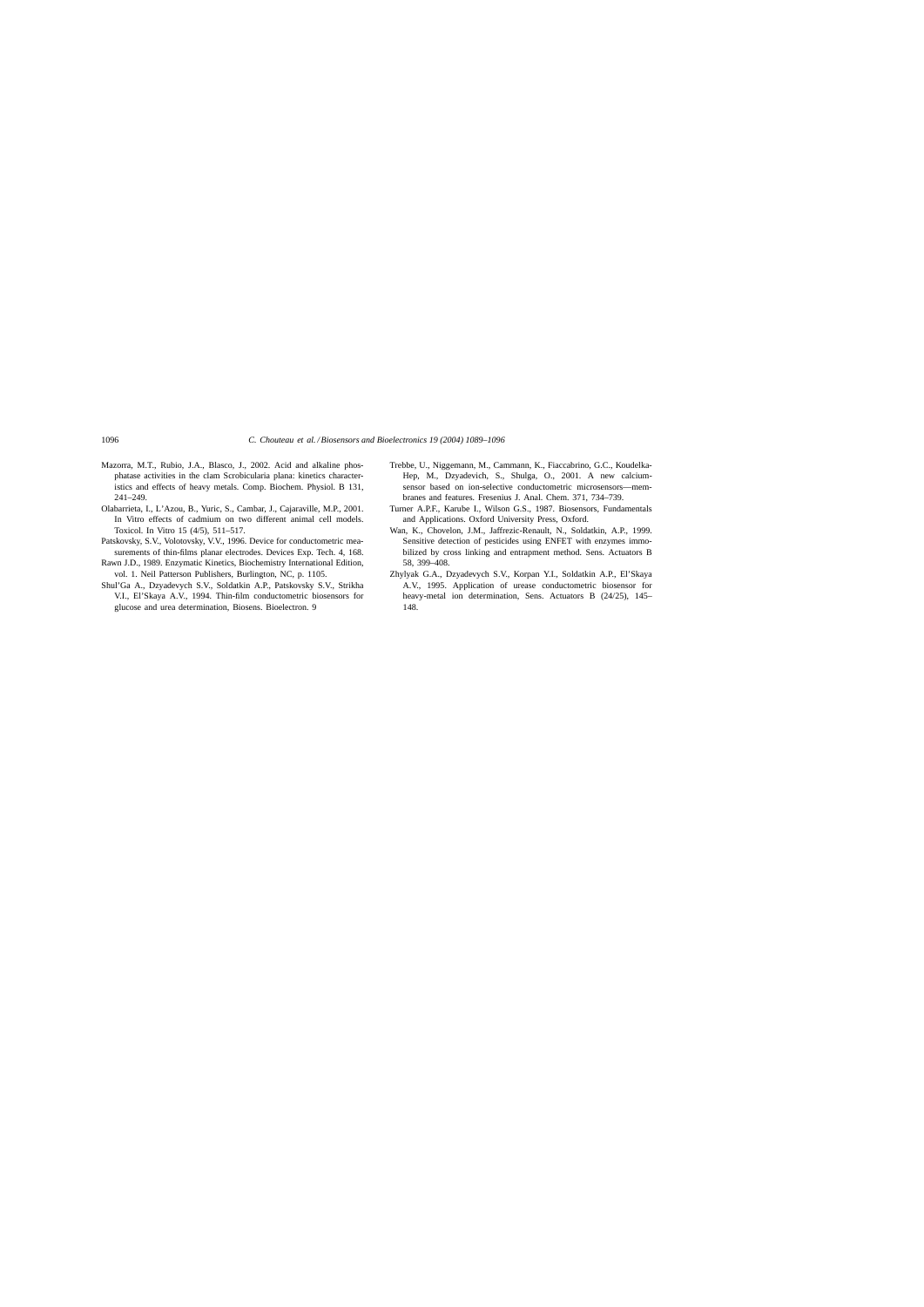Mazorra, M.T., Rubio, J.A., Blasco, J., 2002. Acid and alkaline phosphatase activities in the clam Scrobicularia plana: kinetics characteristics and effects of heavy metals. Comp. Biochem. Physiol. B 131, 241–249.

Olabarrieta, I., L'Azou, B., Yuric, S., Cambar, J., Cajaraville, M.P., 2001. In Vitro effects of cadmium on two different animal cell models. Toxicol. In Vitro 15 (4/5), 511–517.

Patskovsky, S.V., Volotovsky, V.V., 1996. Device for conductometric measurements of thin-films planar electrodes. Devices Exp. Tech. 4, 168.

Rawn J.D., 1989. Enzymatic Kinetics, Biochemistry International Edition, vol. 1. Neil Patterson Publishers, Burlington, NC, p. 1105.

Shul'Ga A., Dzyadevych S.V., Soldatkin A.P., Patskovsky S.V., Strikha V.I., El'Skaya A.V., 1994. Thin-film conductometric biosensors for glucose and urea determination, Biosens. Bioelectron. 9

Trebbe, U., Niggemann, M., Cammann, K., Fiaccabrino, G.C., Koudelka-Hep, M., Dzyadevich, S., Shulga, O., 2001. A new calcium-sensor based on ion-selective conductometric microsensors—membranes and features. Fresenius J. Anal. Chem. 371, 734–739.

Turner A.P.F., Karube I., Wilson G.S., 1987. Biosensors, Fundamentals and Applications. Oxford University Press, Oxford.

Wan, K., Chovelon, J.M., Jaffrezic-Renault, N., Soldatkin, A.P., 1999. Sensitive detection of pesticides using ENFET with enzymes immobilized by cross linking and entrapment method. Sens. Actuators B 58, 399–408.

Zhylyak G.A., Dzyadevych S.V., Korpan Y.I., Soldatkin A.P., El'Skaya A.V., 1995. Application of urease conductometric biosensor for heavy-metal ion determination, Sens. Actuators B (24/25), 145–148.